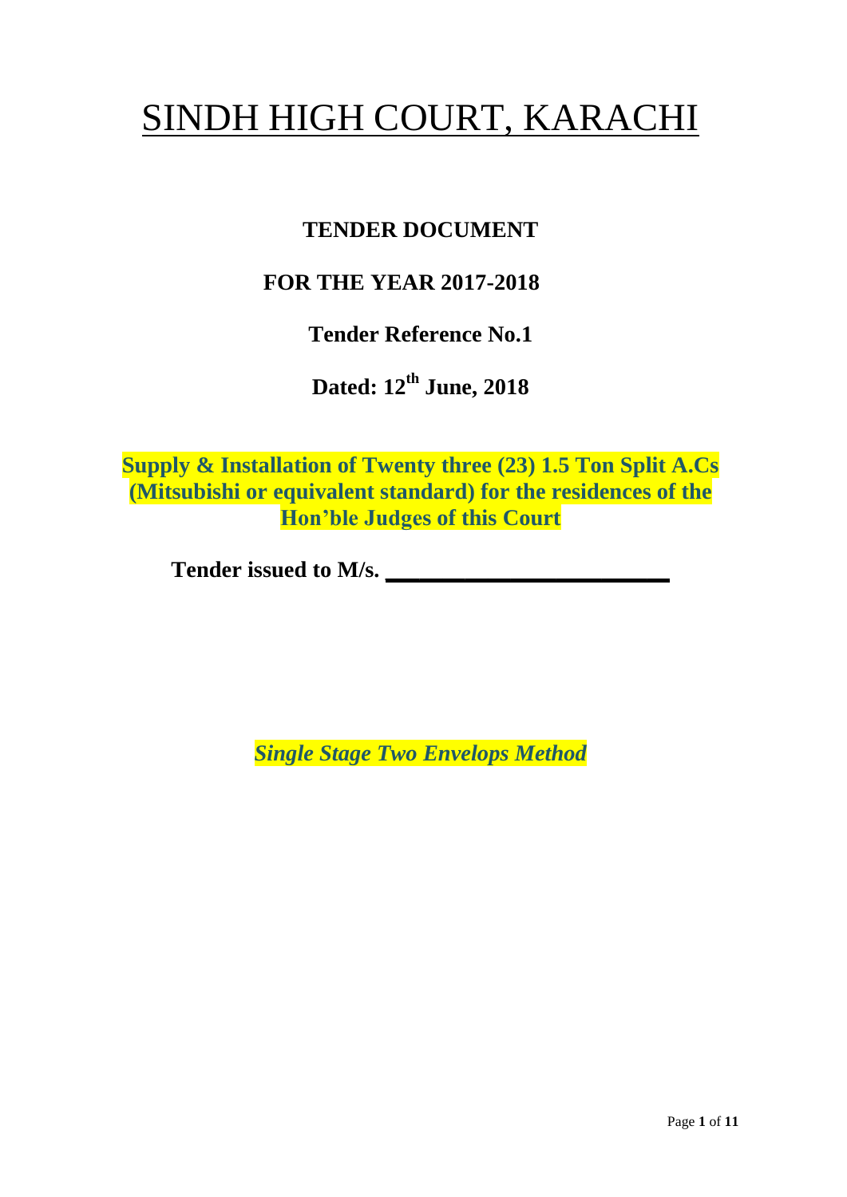# SINDH HIGH COURT, KARACHI

**TENDER DOCUMENT**

**FOR THE YEAR 2017-2018**

**Tender Reference No.1**

**Dated: 12th June, 2018**

**Supply & Installation of Twenty three (23) 1.5 Ton Split A.Cs (Mitsubishi or equivalent standard) for the residences of the Hon'ble Judges of this Court**

**Tender issued to M/s. ________________________**

***Single Stage Two Envelops Method***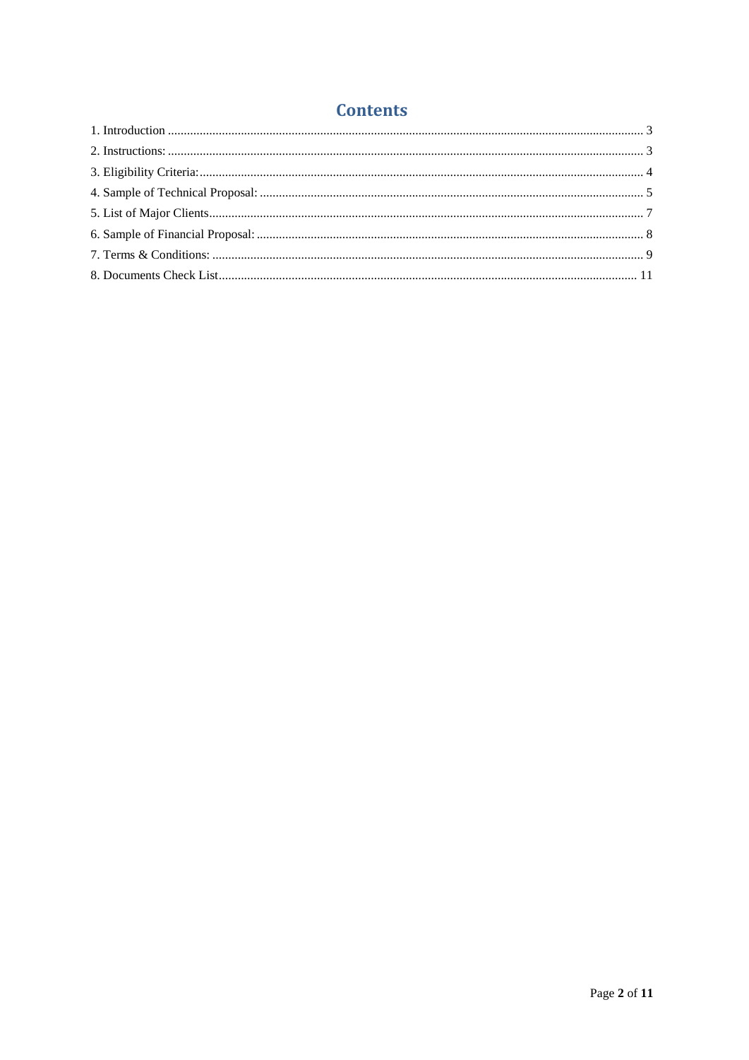# Contents

1. Introduction ..................................................................................................................................... 3
2. Instructions: ..................................................................................................................................... 3
3. Eligibility Criteria:........................................................................................................................... 4
4. Sample of Technical Proposal: ........................................................................................................ 5
5. List of Major Clients........................................................................................................................ 7
6. Sample of Financial Proposal: ......................................................................................................... 8
7. Terms & Conditions: ....................................................................................................................... 9
8. Documents Check List................................................................................................................... 11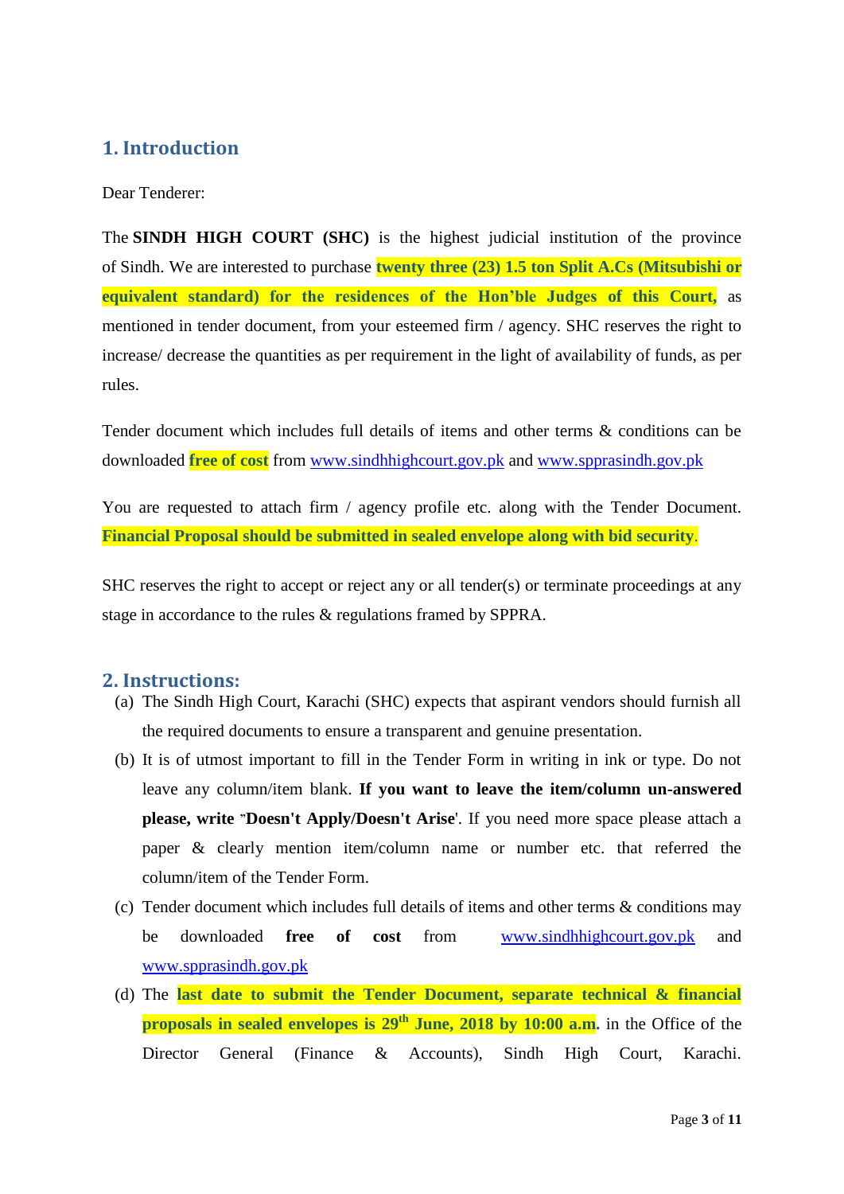## 1. Introduction

Dear Tenderer:

The **SINDH HIGH COURT (SHC)** is the highest judicial institution of the province of Sindh. We are interested to purchase **twenty three (23) 1.5 ton Split A.Cs (Mitsubishi or equivalent standard) for the residences of the Hon'ble Judges of this Court,** as mentioned in tender document, from your esteemed firm / agency. SHC reserves the right to increase/ decrease the quantities as per requirement in the light of availability of funds, as per rules.

Tender document which includes full details of items and other terms & conditions can be downloaded **free of cost** from www.sindhhighcourt.gov.pk and www.spprasindh.gov.pk

You are requested to attach firm / agency profile etc. along with the Tender Document. **Financial Proposal should be submitted in sealed envelope along with bid security**.

SHC reserves the right to accept or reject any or all tender(s) or terminate proceedings at any stage in accordance to the rules & regulations framed by SPPRA.

## 2. Instructions:

(a) The Sindh High Court, Karachi (SHC) expects that aspirant vendors should furnish all the required documents to ensure a transparent and genuine presentation.

(b) It is of utmost important to fill in the Tender Form in writing in ink or type. Do not leave any column/item blank. **If you want to leave the item/column un-answered please, write "Doesn't Apply/Doesn't Arise**'. If you need more space please attach a paper & clearly mention item/column name or number etc. that referred the column/item of the Tender Form.

(c) Tender document which includes full details of items and other terms & conditions may be downloaded **free of cost** from www.sindhhighcourt.gov.pk and www.spprasindh.gov.pk

(d) The **last date to submit the Tender Document, separate technical & financial proposals in sealed envelopes is 29th June, 2018 by 10:00 a.m**. in the Office of the Director General (Finance & Accounts), Sindh High Court, Karachi.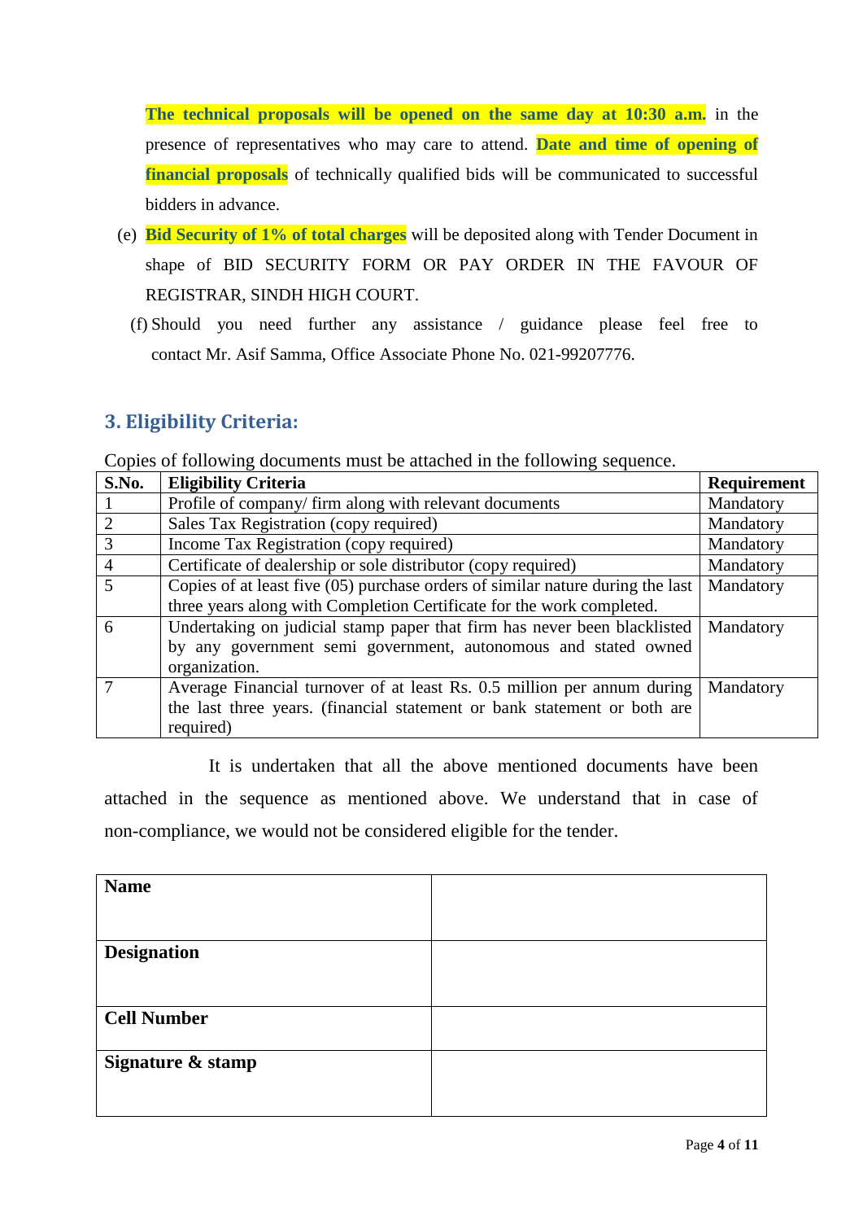**The technical proposals will be opened on the same day at 10:30 a.m.** in the presence of representatives who may care to attend. **Date and time of opening of financial proposals** of technically qualified bids will be communicated to successful bidders in advance.

(e) **Bid Security of 1% of total charges** will be deposited along with Tender Document in shape of BID SECURITY FORM OR PAY ORDER IN THE FAVOUR OF REGISTRAR, SINDH HIGH COURT.

(f) Should you need further any assistance / guidance please feel free to contact Mr. Asif Samma, Office Associate Phone No. 021-99207776.

## 3. Eligibility Criteria:

Copies of following documents must be attached in the following sequence.

| S.No. | Eligibility Criteria | Requirement |
|---|---|---|
| 1 | Profile of company/ firm along with relevant documents | Mandatory |
| 2 | Sales Tax Registration (copy required) | Mandatory |
| 3 | Income Tax Registration (copy required) | Mandatory |
| 4 | Certificate of dealership or sole distributor (copy required) | Mandatory |
| 5 | Copies of at least five (05) purchase orders of similar nature during the last three years along with Completion Certificate for the work completed. | Mandatory |
| 6 | Undertaking on judicial stamp paper that firm has never been blacklisted by any government semi government, autonomous and stated owned organization. | Mandatory |
| 7 | Average Financial turnover of at least Rs. 0.5 million per annum during the last three years. (financial statement or bank statement or both are required) | Mandatory |

It is undertaken that all the above mentioned documents have been attached in the sequence as mentioned above. We understand that in case of non-compliance, we would not be considered eligible for the tender.

| **Name** | |
|---|---|
| **Designation** | |
| **Cell Number** | |
| **Signature & stamp** | |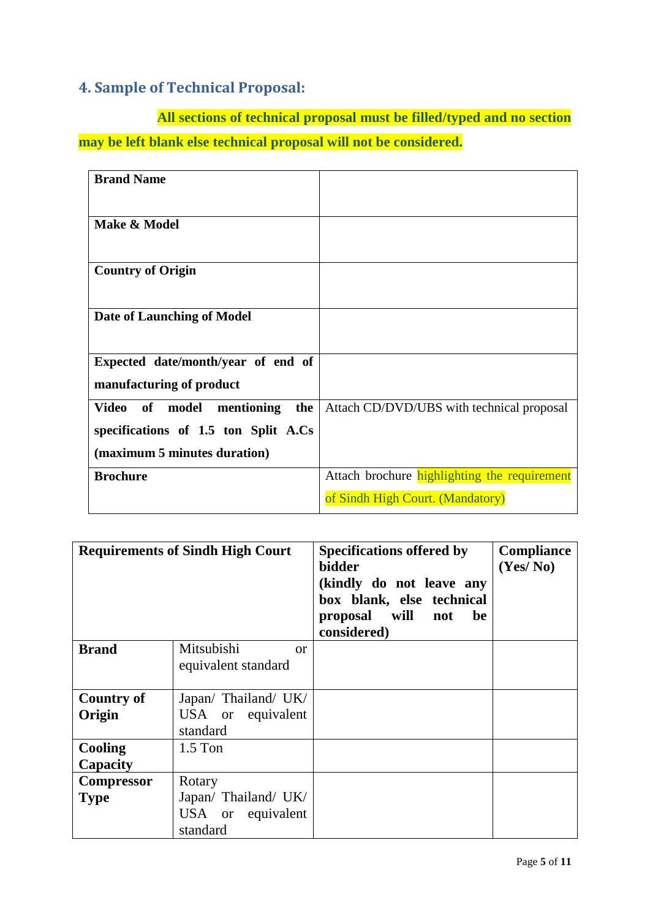## 4. Sample of Technical Proposal:

**All sections of technical proposal must be filled/typed and no section may be left blank else technical proposal will not be considered.**

| | |
|---|---|
| **Brand Name** | |
| **Make & Model** | |
| **Country of Origin** | |
| **Date of Launching of Model** | |
| **Expected date/month/year of end of manufacturing of product** | |
| **Video of model mentioning the specifications of 1.5 ton Split A.Cs (maximum 5 minutes duration)** | Attach CD/DVD/UBS with technical proposal |
| **Brochure** | Attach brochure highlighting the requirement of Sindh High Court. (Mandatory) |

| **Requirements of Sindh High Court** | | **Specifications offered by bidder (kindly do not leave any box blank, else technical proposal will not be considered)** | **Compliance (Yes/ No)** |
|---|---|---|---|
| **Brand** | Mitsubishi or equivalent standard | | |
| **Country of Origin** | Japan/ Thailand/ UK/ USA or equivalent standard | | |
| **Cooling Capacity** | 1.5 Ton | | |
| **Compressor Type** | Rotary Japan/ Thailand/ UK/ USA or equivalent standard | | |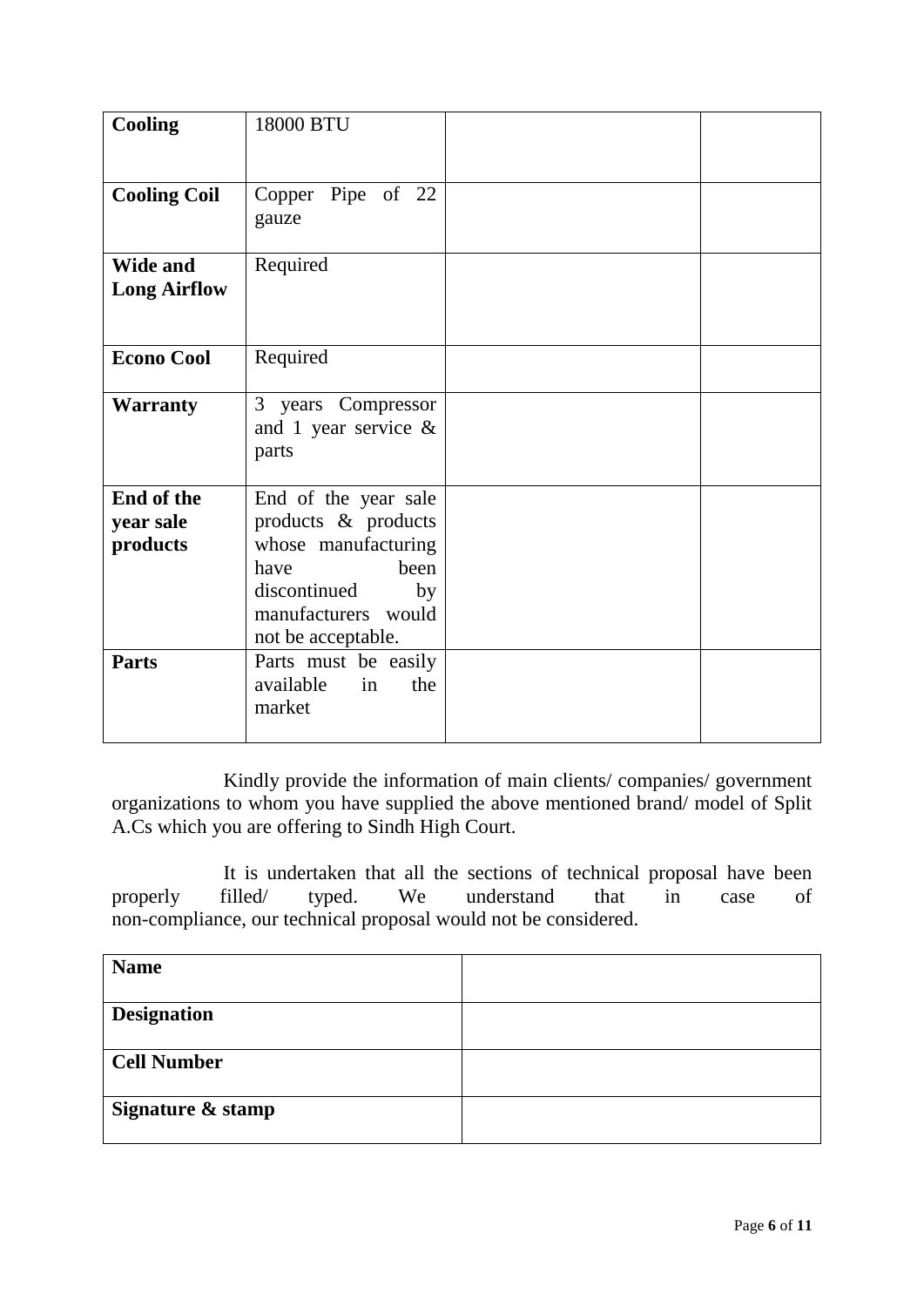| **Cooling** | 18000 BTU | | |
|---|---|---|---|
| **Cooling Coil** | Copper Pipe of 22 gauze | | |
| **Wide and Long Airflow** | Required | | |
| **Econo Cool** | Required | | |
| **Warranty** | 3 years Compressor and 1 year service & parts | | |
| **End of the year sale products** | End of the year sale products & products whose manufacturing have been discontinued by manufacturers would not be acceptable. | | |
| **Parts** | Parts must be easily available in the market | | |

Kindly provide the information of main clients/ companies/ government organizations to whom you have supplied the above mentioned brand/ model of Split A.Cs which you are offering to Sindh High Court.

It is undertaken that all the sections of technical proposal have been properly filled/ typed. We understand that in case of non-compliance, our technical proposal would not be considered.

| **Name** | |
|---|---|
| **Designation** | |
| **Cell Number** | |
| **Signature & stamp** | |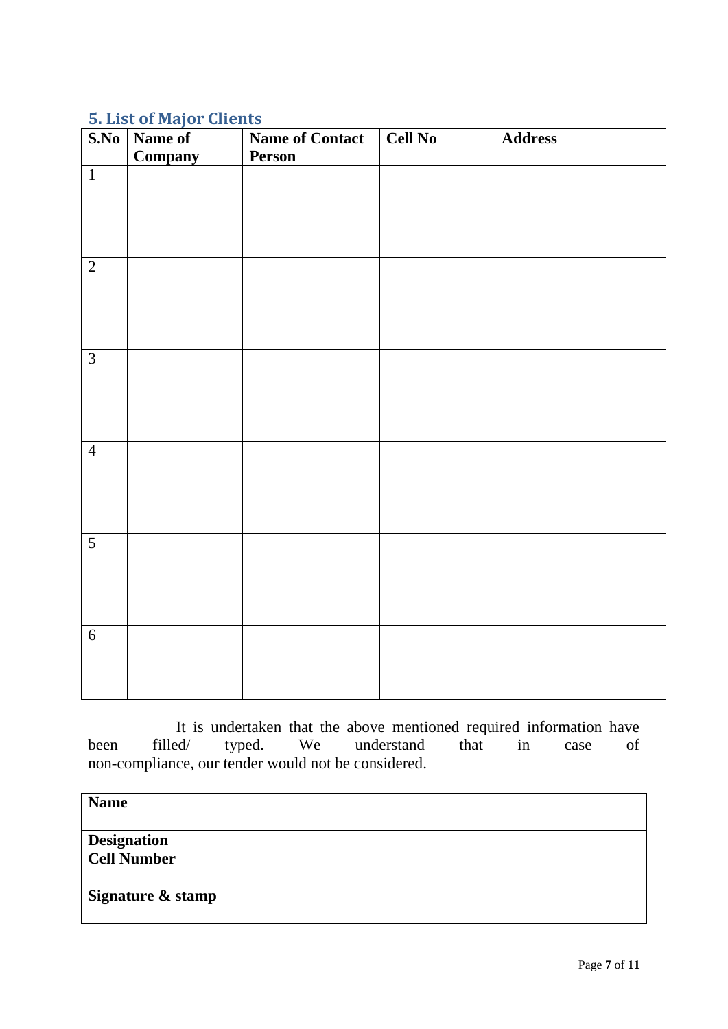## 5. List of Major Clients

| S.No | Name of Company | Name of Contact Person | Cell No | Address |
|---|---|---|---|---|
| 1 | | | | |
| 2 | | | | |
| 3 | | | | |
| 4 | | | | |
| 5 | | | | |
| 6 | | | | |

It is undertaken that the above mentioned required information have been filled/ typed. We understand that in case of non-compliance, our tender would not be considered.

| | |
|---|---|
| **Name** | |
| **Designation** | |
| **Cell Number** | |
| **Signature & stamp** | |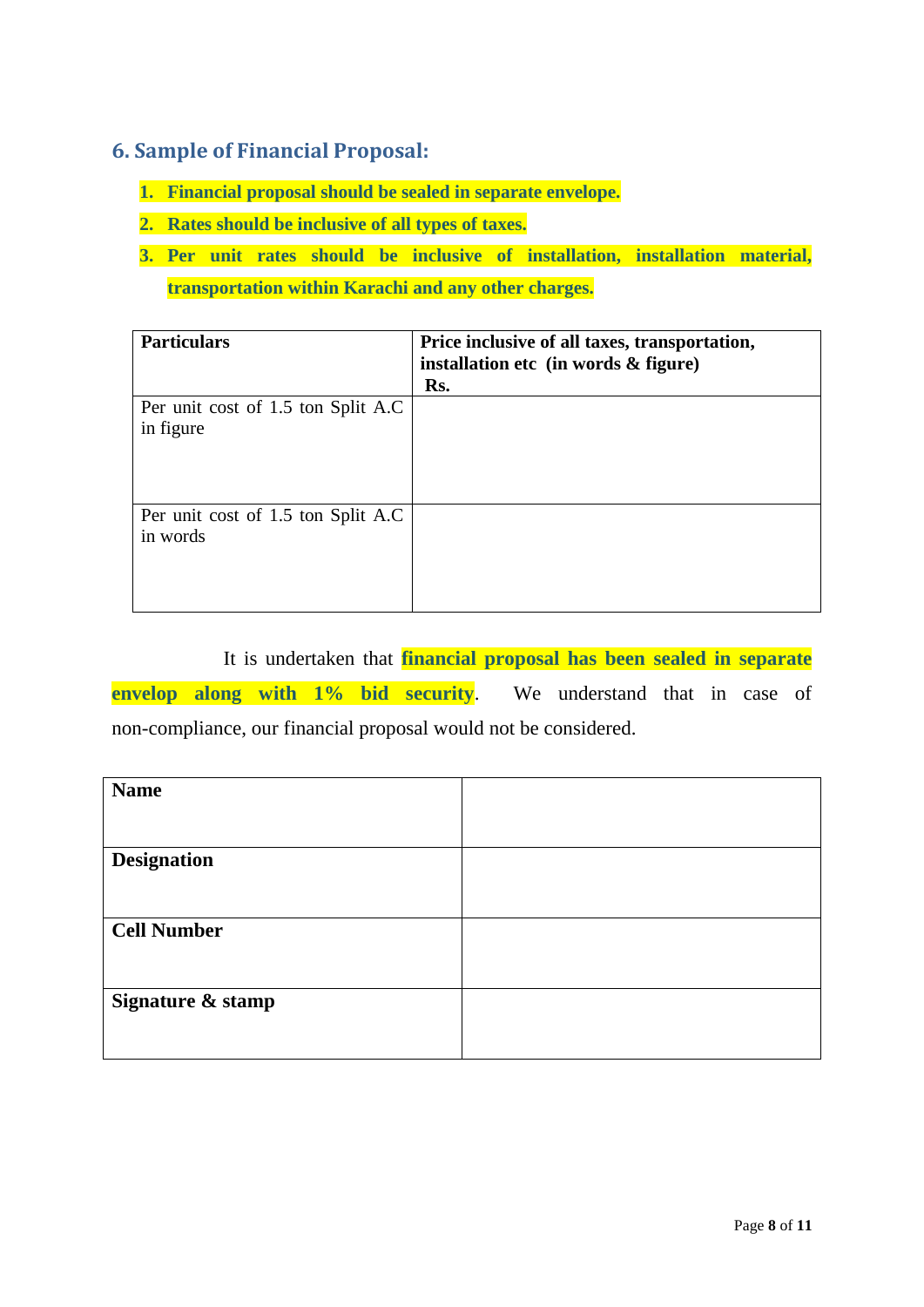## 6. Sample of Financial Proposal:

1. **Financial proposal should be sealed in separate envelope.**
2. **Rates should be inclusive of all types of taxes.**
3. **Per unit rates should be inclusive of installation, installation material, transportation within Karachi and any other charges.**

| **Particulars** | **Price inclusive of all taxes, transportation, installation etc (in words & figure) Rs.** |
|---|---|
| Per unit cost of 1.5 ton Split A.C in figure | |
| Per unit cost of 1.5 ton Split A.C in words | |

It is undertaken that **financial proposal has been sealed in separate envelop along with 1% bid security**. We understand that in case of non-compliance, our financial proposal would not be considered.

| **Name** | |
|---|---|
| **Designation** | |
| **Cell Number** | |
| **Signature & stamp** | |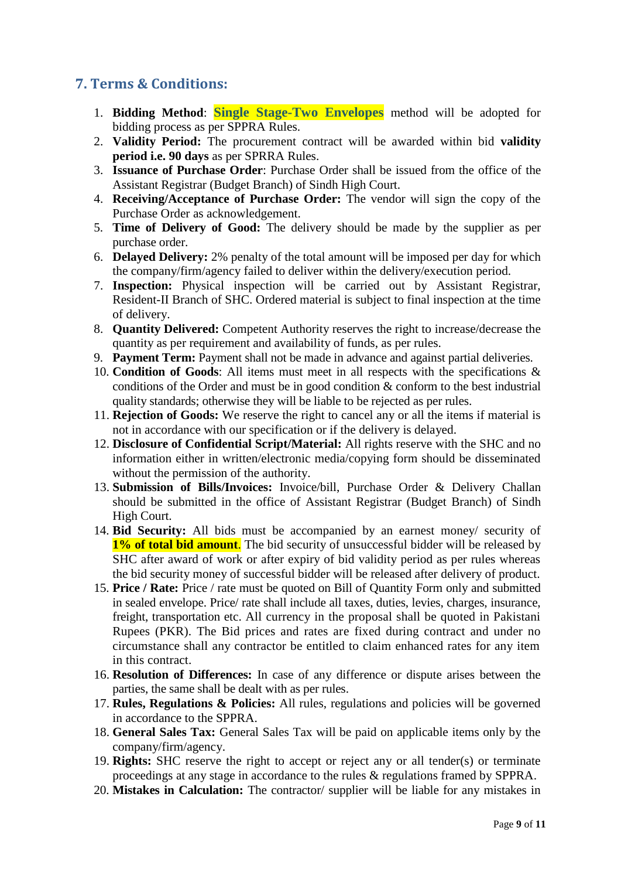## 7. Terms & Conditions:

1. **Bidding Method**: **Single Stage-Two Envelopes** method will be adopted for bidding process as per SPPRA Rules.
2. **Validity Period:** The procurement contract will be awarded within bid **validity period i.e. 90 days** as per SPRRA Rules.
3. **Issuance of Purchase Order**: Purchase Order shall be issued from the office of the Assistant Registrar (Budget Branch) of Sindh High Court.
4. **Receiving/Acceptance of Purchase Order:** The vendor will sign the copy of the Purchase Order as acknowledgement.
5. **Time of Delivery of Good:** The delivery should be made by the supplier as per purchase order.
6. **Delayed Delivery:** 2% penalty of the total amount will be imposed per day for which the company/firm/agency failed to deliver within the delivery/execution period.
7. **Inspection:** Physical inspection will be carried out by Assistant Registrar, Resident-II Branch of SHC. Ordered material is subject to final inspection at the time of delivery.
8. **Quantity Delivered:** Competent Authority reserves the right to increase/decrease the quantity as per requirement and availability of funds, as per rules.
9. **Payment Term:** Payment shall not be made in advance and against partial deliveries.
10. **Condition of Goods**: All items must meet in all respects with the specifications & conditions of the Order and must be in good condition & conform to the best industrial quality standards; otherwise they will be liable to be rejected as per rules.
11. **Rejection of Goods:** We reserve the right to cancel any or all the items if material is not in accordance with our specification or if the delivery is delayed.
12. **Disclosure of Confidential Script/Material:** All rights reserve with the SHC and no information either in written/electronic media/copying form should be disseminated without the permission of the authority.
13. **Submission of Bills/Invoices:** Invoice/bill, Purchase Order & Delivery Challan should be submitted in the office of Assistant Registrar (Budget Branch) of Sindh High Court.
14. **Bid Security:** All bids must be accompanied by an earnest money/ security of **1% of total bid amount**. The bid security of unsuccessful bidder will be released by SHC after award of work or after expiry of bid validity period as per rules whereas the bid security money of successful bidder will be released after delivery of product.
15. **Price / Rate:** Price / rate must be quoted on Bill of Quantity Form only and submitted in sealed envelope. Price/ rate shall include all taxes, duties, levies, charges, insurance, freight, transportation etc. All currency in the proposal shall be quoted in Pakistani Rupees (PKR). The Bid prices and rates are fixed during contract and under no circumstance shall any contractor be entitled to claim enhanced rates for any item in this contract.
16. **Resolution of Differences:** In case of any difference or dispute arises between the parties, the same shall be dealt with as per rules.
17. **Rules, Regulations & Policies:** All rules, regulations and policies will be governed in accordance to the SPPRA.
18. **General Sales Tax:** General Sales Tax will be paid on applicable items only by the company/firm/agency.
19. **Rights:** SHC reserve the right to accept or reject any or all tender(s) or terminate proceedings at any stage in accordance to the rules & regulations framed by SPPRA.
20. **Mistakes in Calculation:** The contractor/ supplier will be liable for any mistakes in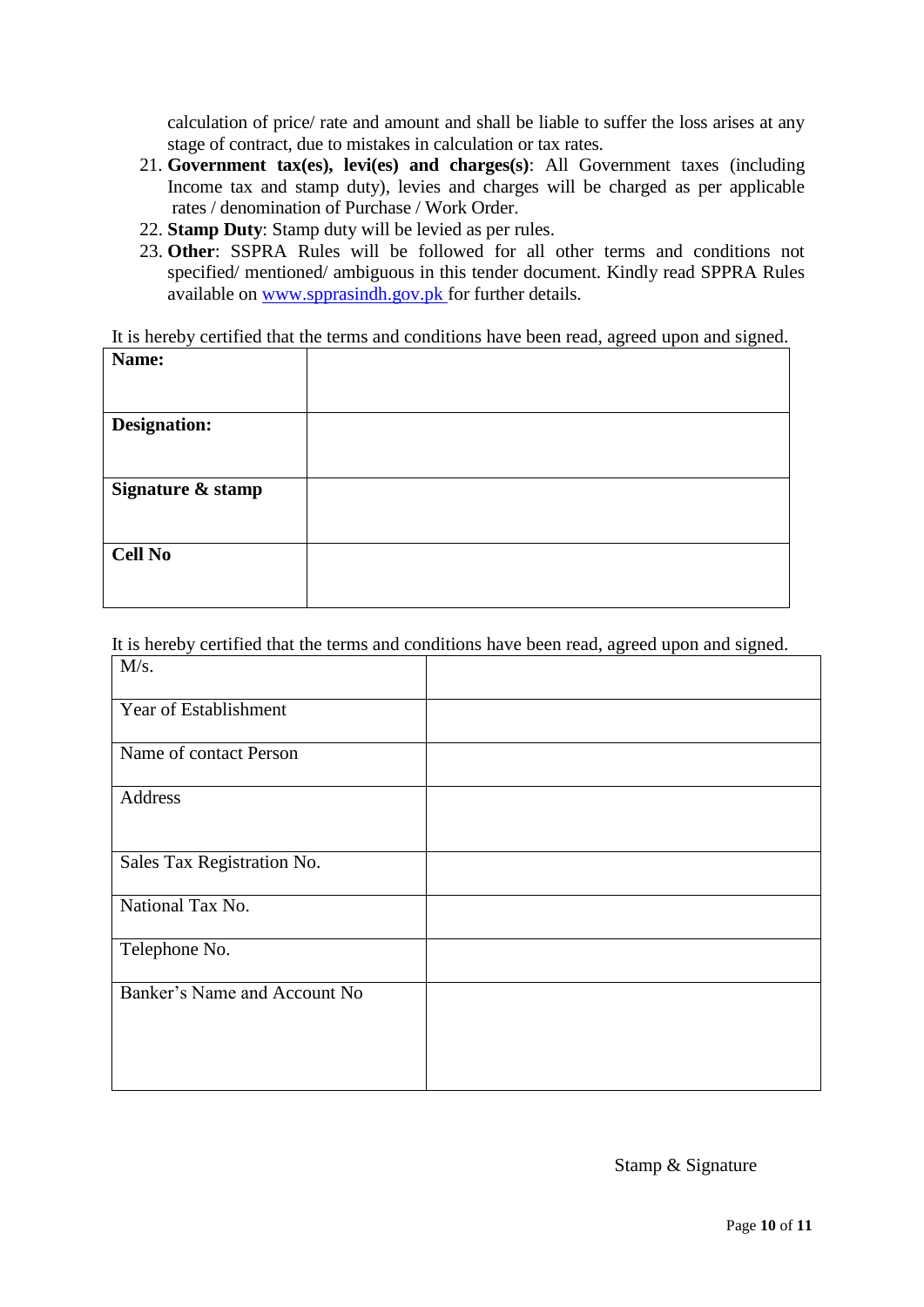calculation of price/ rate and amount and shall be liable to suffer the loss arises at any stage of contract, due to mistakes in calculation or tax rates.

21. **Government tax(es), levi(es) and charges(s)**: All Government taxes (including Income tax and stamp duty), levies and charges will be charged as per applicable rates / denomination of Purchase / Work Order.
22. **Stamp Duty**: Stamp duty will be levied as per rules.
23. **Other**: SSPRA Rules will be followed for all other terms and conditions not specified/ mentioned/ ambiguous in this tender document. Kindly read SPPRA Rules available on www.spprasindh.gov.pk for further details.

It is hereby certified that the terms and conditions have been read, agreed upon and signed.

| **Name:** | |
|---|---|
| **Designation:** | |
| **Signature & stamp** | |
| **Cell No** | |

It is hereby certified that the terms and conditions have been read, agreed upon and signed.

| M/s. | |
|---|---|
| Year of Establishment | |
| Name of contact Person | |
| Address | |
| Sales Tax Registration No. | |
| National Tax No. | |
| Telephone No. | |
| Banker's Name and Account No | |

Stamp & Signature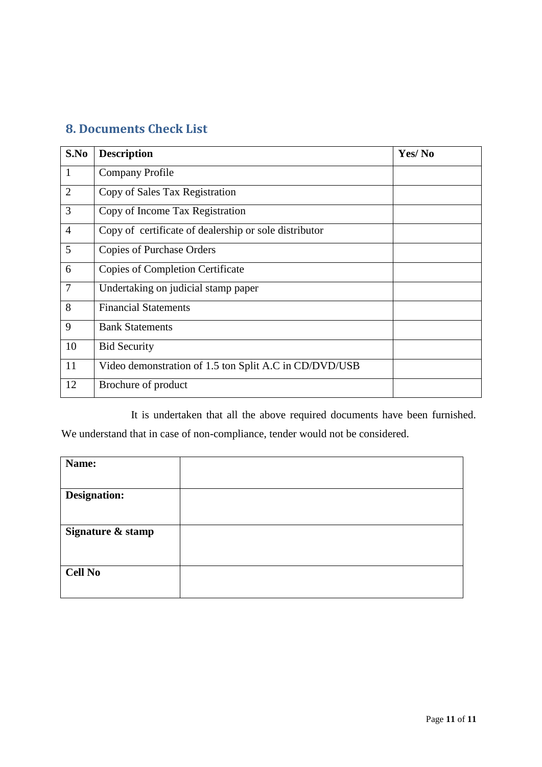## 8. Documents Check List

| S.No | Description | Yes/ No |
| --- | --- | --- |
| 1 | Company Profile | |
| 2 | Copy of Sales Tax Registration | |
| 3 | Copy of Income Tax Registration | |
| 4 | Copy of certificate of dealership or sole distributor | |
| 5 | Copies of Purchase Orders | |
| 6 | Copies of Completion Certificate | |
| 7 | Undertaking on judicial stamp paper | |
| 8 | Financial Statements | |
| 9 | Bank Statements | |
| 10 | Bid Security | |
| 11 | Video demonstration of 1.5 ton Split A.C in CD/DVD/USB | |
| 12 | Brochure of product | |

It is undertaken that all the above required documents have been furnished. We understand that in case of non-compliance, tender would not be considered.

| | |
| --- | --- |
| **Name:** | |
| **Designation:** | |
| **Signature & stamp** | |
| **Cell No** | |